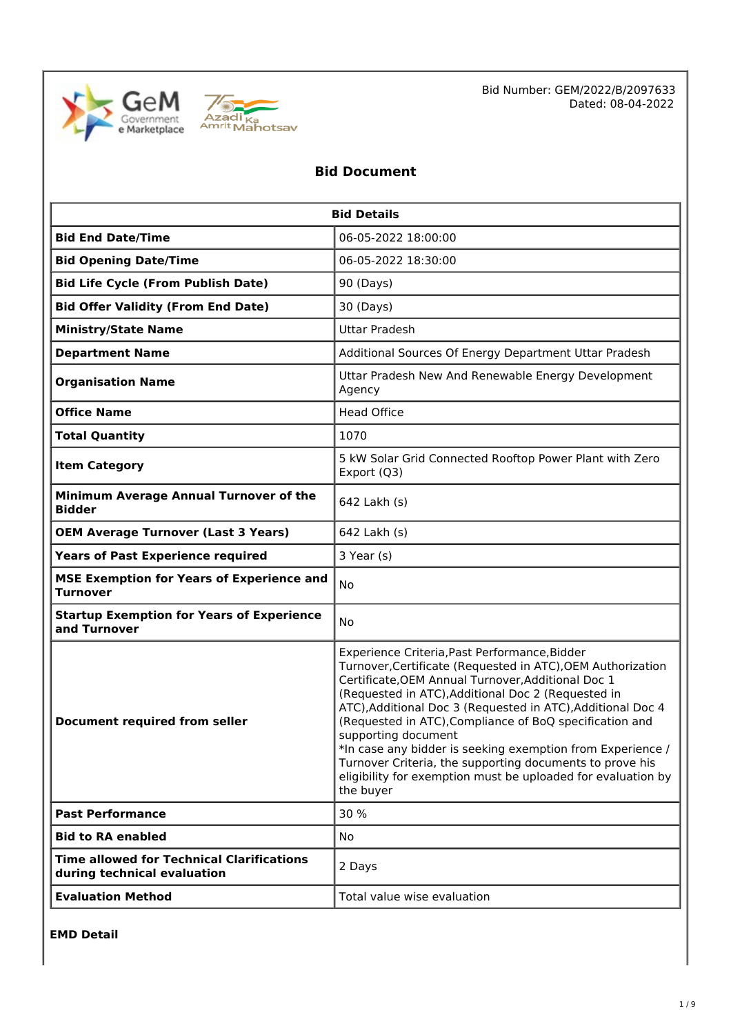Bid Number: GEM/2022/B/2097633
Dated: 08-04-2022

# Bid Document

| Bid Details | |
|---|---|
| **Bid End Date/Time** | 06-05-2022 18:00:00 |
| **Bid Opening Date/Time** | 06-05-2022 18:30:00 |
| **Bid Life Cycle (From Publish Date)** | 90 (Days) |
| **Bid Offer Validity (From End Date)** | 30 (Days) |
| **Ministry/State Name** | Uttar Pradesh |
| **Department Name** | Additional Sources Of Energy Department Uttar Pradesh |
| **Organisation Name** | Uttar Pradesh New And Renewable Energy Development Agency |
| **Office Name** | Head Office |
| **Total Quantity** | 1070 |
| **Item Category** | 5 kW Solar Grid Connected Rooftop Power Plant with Zero Export (Q3) |
| **Minimum Average Annual Turnover of the Bidder** | 642 Lakh (s) |
| **OEM Average Turnover (Last 3 Years)** | 642 Lakh (s) |
| **Years of Past Experience required** | 3 Year (s) |
| **MSE Exemption for Years of Experience and Turnover** | No |
| **Startup Exemption for Years of Experience and Turnover** | No |
| **Document required from seller** | Experience Criteria,Past Performance,Bidder Turnover,Certificate (Requested in ATC),OEM Authorization Certificate,OEM Annual Turnover,Additional Doc 1 (Requested in ATC),Additional Doc 2 (Requested in ATC),Additional Doc 3 (Requested in ATC),Additional Doc 4 (Requested in ATC),Compliance of BoQ specification and supporting document<br>*In case any bidder is seeking exemption from Experience / Turnover Criteria, the supporting documents to prove his eligibility for exemption must be uploaded for evaluation by the buyer |
| **Past Performance** | 30 % |
| **Bid to RA enabled** | No |
| **Time allowed for Technical Clarifications during technical evaluation** | 2 Days |
| **Evaluation Method** | Total value wise evaluation |

**EMD Detail**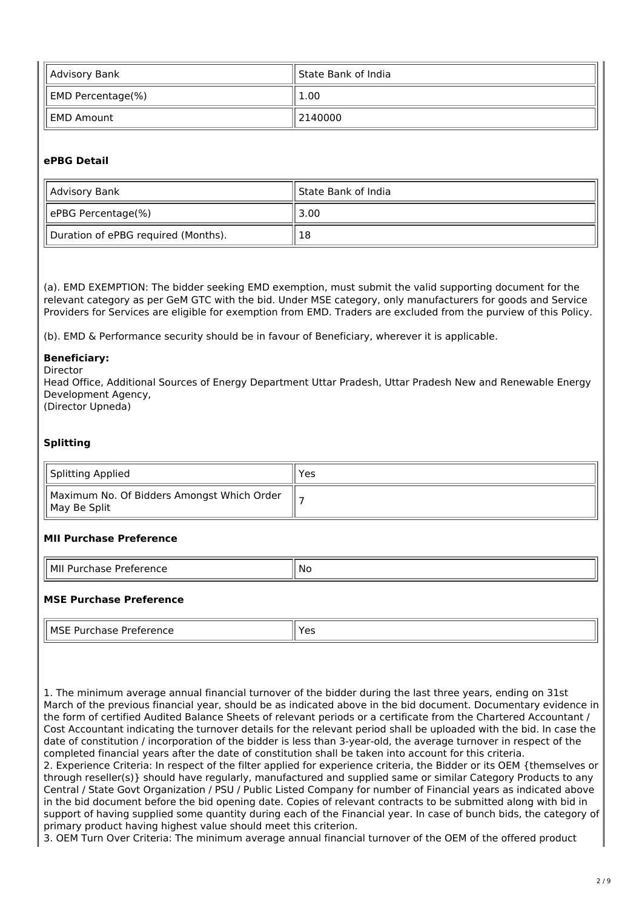| Advisory Bank | State Bank of India |
| --- | --- |
| EMD Percentage(%) | 1.00 |
| EMD Amount | 2140000 |

### ePBG Detail

| Advisory Bank | State Bank of India |
| --- | --- |
| ePBG Percentage(%) | 3.00 |
| Duration of ePBG required (Months). | 18 |

(a). EMD EXEMPTION: The bidder seeking EMD exemption, must submit the valid supporting document for the relevant category as per GeM GTC with the bid. Under MSE category, only manufacturers for goods and Service Providers for Services are eligible for exemption from EMD. Traders are excluded from the purview of this Policy.

(b). EMD & Performance security should be in favour of Beneficiary, wherever it is applicable.

**Beneficiary:**
Director
Head Office, Additional Sources of Energy Department Uttar Pradesh, Uttar Pradesh New and Renewable Energy Development Agency,
(Director Upneda)

### Splitting

| Splitting Applied | Yes |
| --- | --- |
| Maximum No. Of Bidders Amongst Which Order May Be Split | 7 |

### MII Purchase Preference

| MII Purchase Preference | No |
| --- | --- |

### MSE Purchase Preference

| MSE Purchase Preference | Yes |
| --- | --- |

1. The minimum average annual financial turnover of the bidder during the last three years, ending on 31st March of the previous financial year, should be as indicated above in the bid document. Documentary evidence in the form of certified Audited Balance Sheets of relevant periods or a certificate from the Chartered Accountant / Cost Accountant indicating the turnover details for the relevant period shall be uploaded with the bid. In case the date of constitution / incorporation of the bidder is less than 3-year-old, the average turnover in respect of the completed financial years after the date of constitution shall be taken into account for this criteria.
2. Experience Criteria: In respect of the filter applied for experience criteria, the Bidder or its OEM {themselves or through reseller(s)} should have regularly, manufactured and supplied same or similar Category Products to any Central / State Govt Organization / PSU / Public Listed Company for number of Financial years as indicated above in the bid document before the bid opening date. Copies of relevant contracts to be submitted along with bid in support of having supplied some quantity during each of the Financial year. In case of bunch bids, the category of primary product having highest value should meet this criterion.
3. OEM Turn Over Criteria: The minimum average annual financial turnover of the OEM of the offered product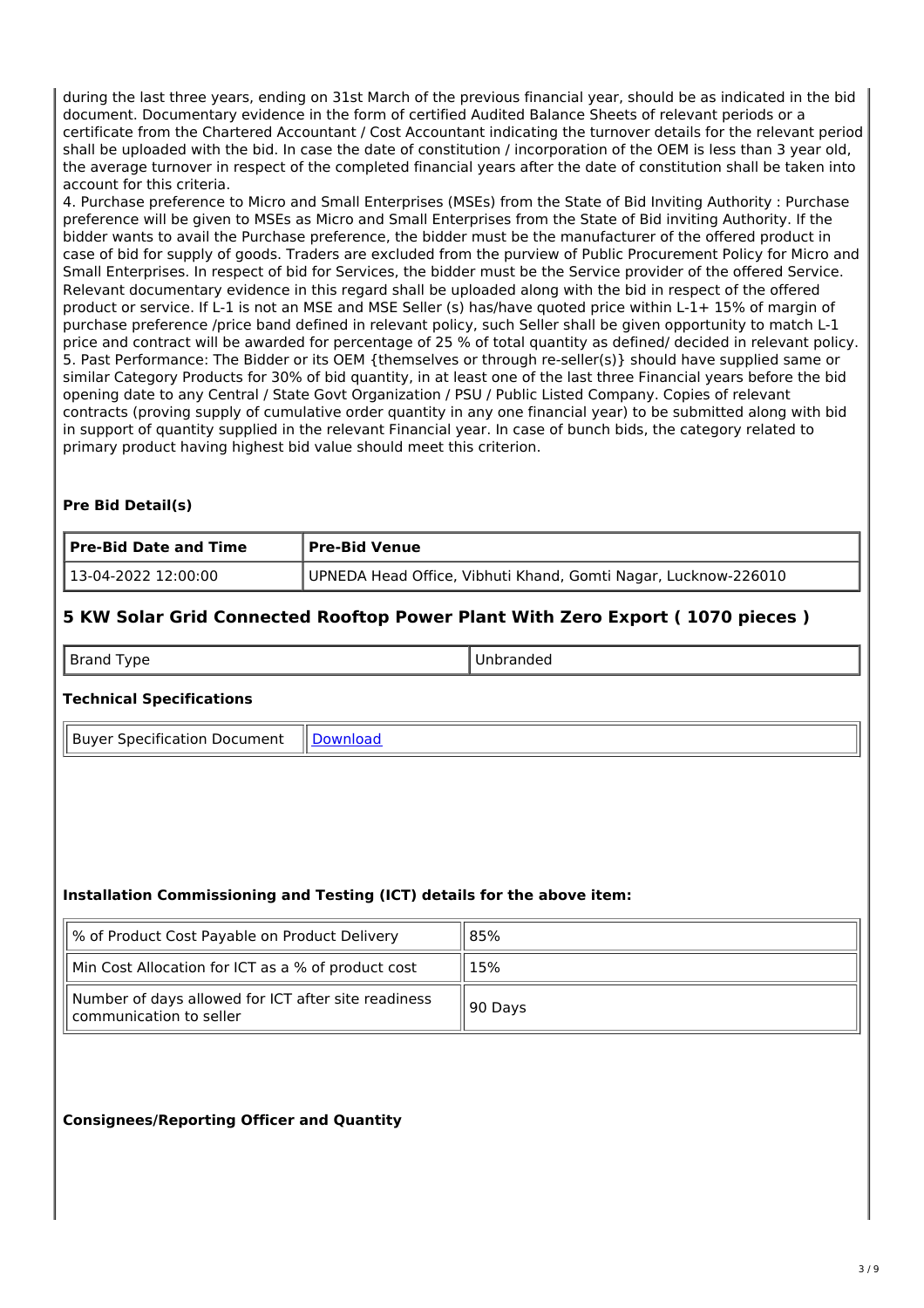during the last three years, ending on 31st March of the previous financial year, should be as indicated in the bid document. Documentary evidence in the form of certified Audited Balance Sheets of relevant periods or a certificate from the Chartered Accountant / Cost Accountant indicating the turnover details for the relevant period shall be uploaded with the bid. In case the date of constitution / incorporation of the OEM is less than 3 year old, the average turnover in respect of the completed financial years after the date of constitution shall be taken into account for this criteria.

4. Purchase preference to Micro and Small Enterprises (MSEs) from the State of Bid Inviting Authority : Purchase preference will be given to MSEs as Micro and Small Enterprises from the State of Bid inviting Authority. If the bidder wants to avail the Purchase preference, the bidder must be the manufacturer of the offered product in case of bid for supply of goods. Traders are excluded from the purview of Public Procurement Policy for Micro and Small Enterprises. In respect of bid for Services, the bidder must be the Service provider of the offered Service. Relevant documentary evidence in this regard shall be uploaded along with the bid in respect of the offered product or service. If L-1 is not an MSE and MSE Seller (s) has/have quoted price within L-1+ 15% of margin of purchase preference /price band defined in relevant policy, such Seller shall be given opportunity to match L-1 price and contract will be awarded for percentage of 25 % of total quantity as defined/ decided in relevant policy.

5. Past Performance: The Bidder or its OEM {themselves or through re-seller(s)} should have supplied same or similar Category Products for 30% of bid quantity, in at least one of the last three Financial years before the bid opening date to any Central / State Govt Organization / PSU / Public Listed Company. Copies of relevant contracts (proving supply of cumulative order quantity in any one financial year) to be submitted along with bid in support of quantity supplied in the relevant Financial year. In case of bunch bids, the category related to primary product having highest bid value should meet this criterion.

**Pre Bid Detail(s)**

| Pre-Bid Date and Time | Pre-Bid Venue |
|---|---|
| 13-04-2022 12:00:00 | UPNEDA Head Office, Vibhuti Khand, Gomti Nagar, Lucknow-226010 |

## 5 KW Solar Grid Connected Rooftop Power Plant With Zero Export ( 1070 pieces )

| Brand Type | Unbranded |
|---|---|

**Technical Specifications**

| Buyer Specification Document | Download |
|---|---|

**Installation Commissioning and Testing (ICT) details for the above item:**

| % of Product Cost Payable on Product Delivery | 85% |
|---|---|
| Min Cost Allocation for ICT as a % of product cost | 15% |
| Number of days allowed for ICT after site readiness communication to seller | 90 Days |

**Consignees/Reporting Officer and Quantity**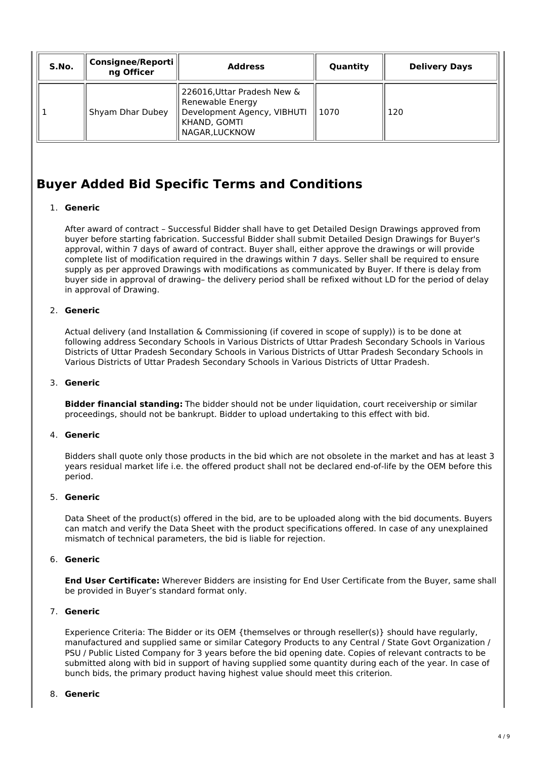| S.No. | Consignee/Reporting Officer | Address | Quantity | Delivery Days |
|---|---|---|---|---|
| 1 | Shyam Dhar Dubey | 226016,Uttar Pradesh New & Renewable Energy Development Agency, VIBHUTI KHAND, GOMTI NAGAR,LUCKNOW | 1070 | 120 |

## Buyer Added Bid Specific Terms and Conditions

1. **Generic**

   After award of contract – Successful Bidder shall have to get Detailed Design Drawings approved from buyer before starting fabrication. Successful Bidder shall submit Detailed Design Drawings for Buyer's approval, within 7 days of award of contract. Buyer shall, either approve the drawings or will provide complete list of modification required in the drawings within 7 days. Seller shall be required to ensure supply as per approved Drawings with modifications as communicated by Buyer. If there is delay from buyer side in approval of drawing– the delivery period shall be refixed without LD for the period of delay in approval of Drawing.

2. **Generic**

   Actual delivery (and Installation & Commissioning (if covered in scope of supply)) is to be done at following address Secondary Schools in Various Districts of Uttar Pradesh Secondary Schools in Various Districts of Uttar Pradesh Secondary Schools in Various Districts of Uttar Pradesh Secondary Schools in Various Districts of Uttar Pradesh Secondary Schools in Various Districts of Uttar Pradesh.

3. **Generic**

   **Bidder financial standing:** The bidder should not be under liquidation, court receivership or similar proceedings, should not be bankrupt. Bidder to upload undertaking to this effect with bid.

4. **Generic**

   Bidders shall quote only those products in the bid which are not obsolete in the market and has at least 3 years residual market life i.e. the offered product shall not be declared end-of-life by the OEM before this period.

5. **Generic**

   Data Sheet of the product(s) offered in the bid, are to be uploaded along with the bid documents. Buyers can match and verify the Data Sheet with the product specifications offered. In case of any unexplained mismatch of technical parameters, the bid is liable for rejection.

6. **Generic**

   **End User Certificate:** Wherever Bidders are insisting for End User Certificate from the Buyer, same shall be provided in Buyer's standard format only.

7. **Generic**

   Experience Criteria: The Bidder or its OEM {themselves or through reseller(s)} should have regularly, manufactured and supplied same or similar Category Products to any Central / State Govt Organization / PSU / Public Listed Company for 3 years before the bid opening date. Copies of relevant contracts to be submitted along with bid in support of having supplied some quantity during each of the year. In case of bunch bids, the primary product having highest value should meet this criterion.

8. **Generic**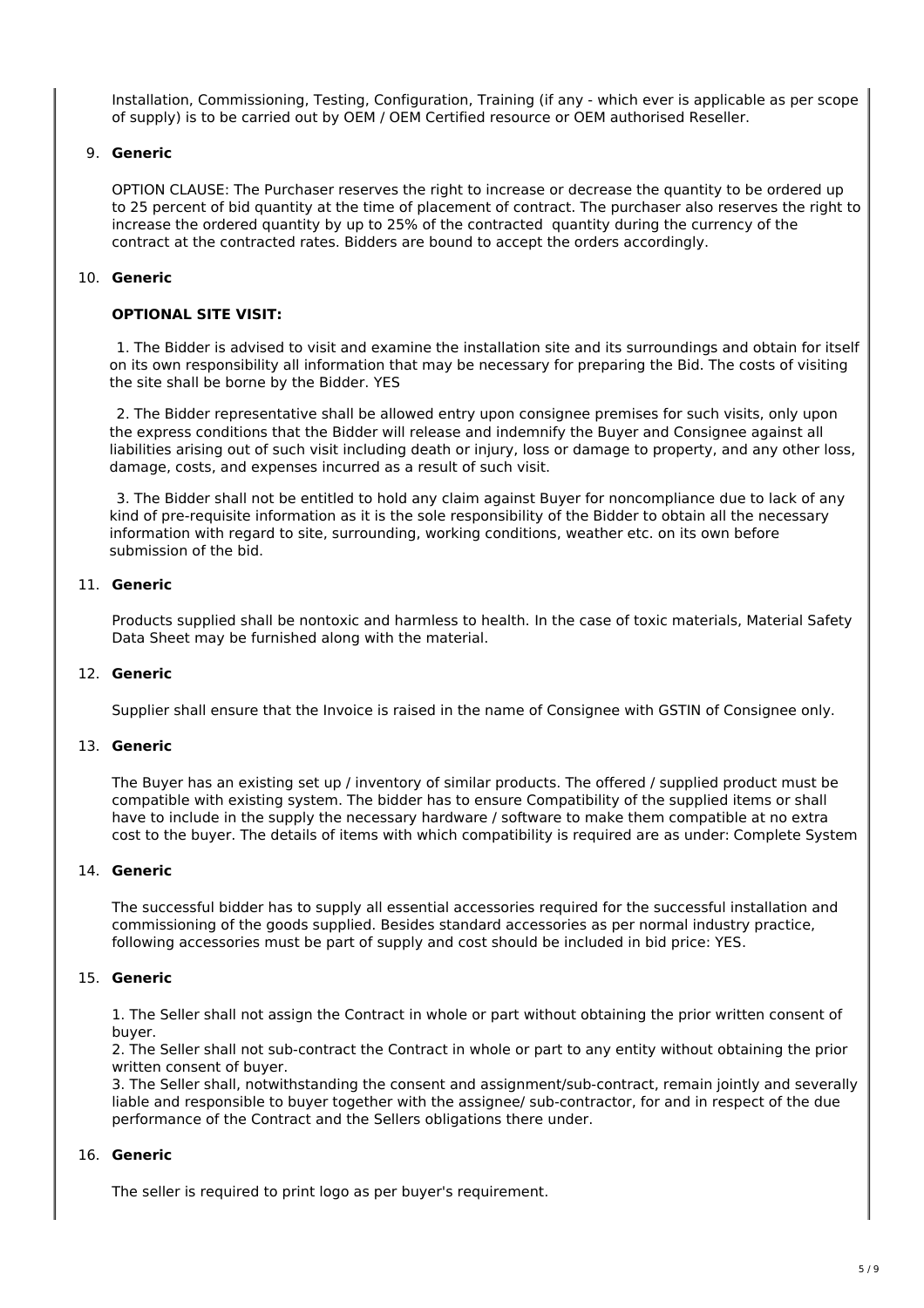Installation, Commissioning, Testing, Configuration, Training (if any - which ever is applicable as per scope of supply) is to be carried out by OEM / OEM Certified resource or OEM authorised Reseller.

9. **Generic**

   OPTION CLAUSE: The Purchaser reserves the right to increase or decrease the quantity to be ordered up to 25 percent of bid quantity at the time of placement of contract. The purchaser also reserves the right to increase the ordered quantity by up to 25% of the contracted quantity during the currency of the contract at the contracted rates. Bidders are bound to accept the orders accordingly.

10. **Generic**

    **OPTIONAL SITE VISIT:**

    1. The Bidder is advised to visit and examine the installation site and its surroundings and obtain for itself on its own responsibility all information that may be necessary for preparing the Bid. The costs of visiting the site shall be borne by the Bidder. YES

    2. The Bidder representative shall be allowed entry upon consignee premises for such visits, only upon the express conditions that the Bidder will release and indemnify the Buyer and Consignee against all liabilities arising out of such visit including death or injury, loss or damage to property, and any other loss, damage, costs, and expenses incurred as a result of such visit.

    3. The Bidder shall not be entitled to hold any claim against Buyer for noncompliance due to lack of any kind of pre-requisite information as it is the sole responsibility of the Bidder to obtain all the necessary information with regard to site, surrounding, working conditions, weather etc. on its own before submission of the bid.

11. **Generic**

    Products supplied shall be nontoxic and harmless to health. In the case of toxic materials, Material Safety Data Sheet may be furnished along with the material.

12. **Generic**

    Supplier shall ensure that the Invoice is raised in the name of Consignee with GSTIN of Consignee only.

13. **Generic**

    The Buyer has an existing set up / inventory of similar products. The offered / supplied product must be compatible with existing system. The bidder has to ensure Compatibility of the supplied items or shall have to include in the supply the necessary hardware / software to make them compatible at no extra cost to the buyer. The details of items with which compatibility is required are as under: Complete System

14. **Generic**

    The successful bidder has to supply all essential accessories required for the successful installation and commissioning of the goods supplied. Besides standard accessories as per normal industry practice, following accessories must be part of supply and cost should be included in bid price: YES.

15. **Generic**

    1. The Seller shall not assign the Contract in whole or part without obtaining the prior written consent of buyer.
    2. The Seller shall not sub-contract the Contract in whole or part to any entity without obtaining the prior written consent of buyer.
    3. The Seller shall, notwithstanding the consent and assignment/sub-contract, remain jointly and severally liable and responsible to buyer together with the assignee/ sub-contractor, for and in respect of the due performance of the Contract and the Sellers obligations there under.

16. **Generic**

    The seller is required to print logo as per buyer's requirement.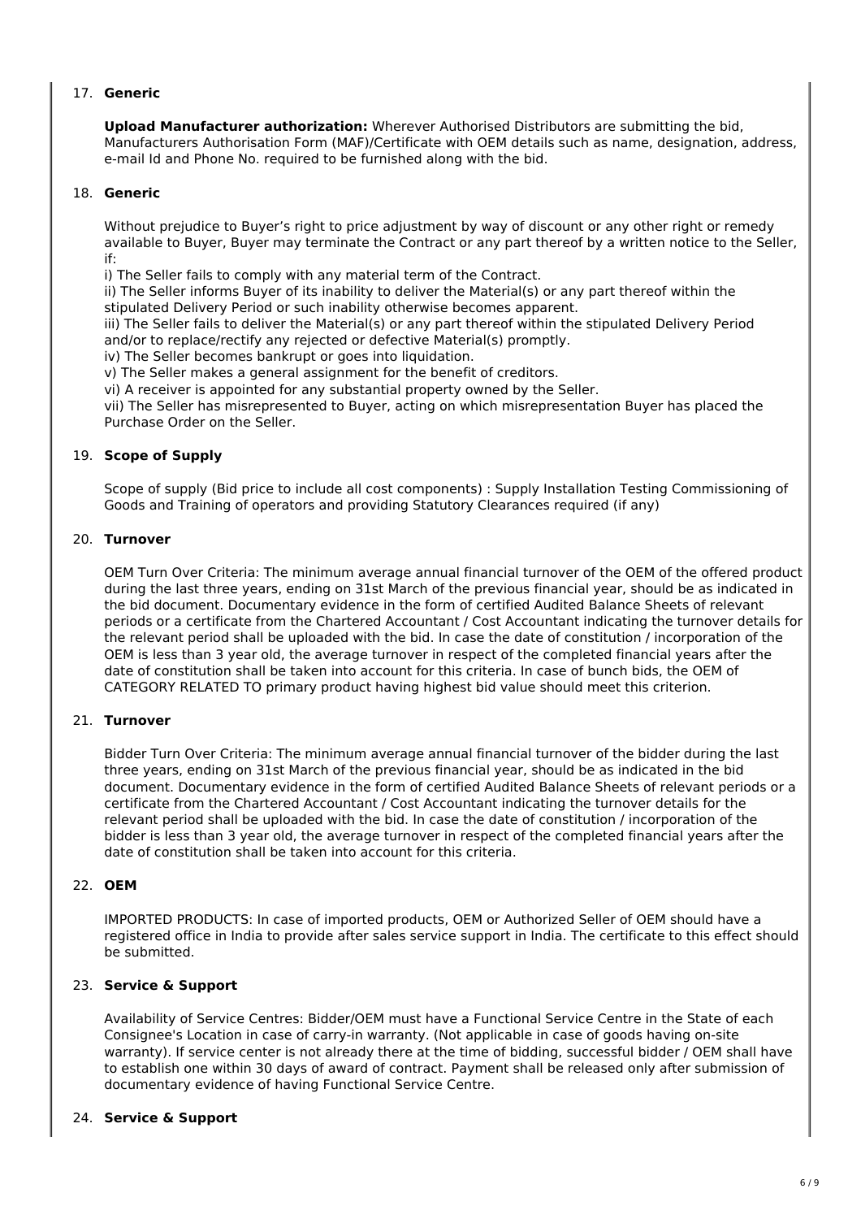17. **Generic**

    **Upload Manufacturer authorization:** Wherever Authorised Distributors are submitting the bid, Manufacturers Authorisation Form (MAF)/Certificate with OEM details such as name, designation, address, e-mail Id and Phone No. required to be furnished along with the bid.

18. **Generic**

    Without prejudice to Buyer's right to price adjustment by way of discount or any other right or remedy available to Buyer, Buyer may terminate the Contract or any part thereof by a written notice to the Seller, if:
    i) The Seller fails to comply with any material term of the Contract.
    ii) The Seller informs Buyer of its inability to deliver the Material(s) or any part thereof within the stipulated Delivery Period or such inability otherwise becomes apparent.
    iii) The Seller fails to deliver the Material(s) or any part thereof within the stipulated Delivery Period and/or to replace/rectify any rejected or defective Material(s) promptly.
    iv) The Seller becomes bankrupt or goes into liquidation.
    v) The Seller makes a general assignment for the benefit of creditors.
    vi) A receiver is appointed for any substantial property owned by the Seller.
    vii) The Seller has misrepresented to Buyer, acting on which misrepresentation Buyer has placed the Purchase Order on the Seller.

19. **Scope of Supply**

    Scope of supply (Bid price to include all cost components) : Supply Installation Testing Commissioning of Goods and Training of operators and providing Statutory Clearances required (if any)

20. **Turnover**

    OEM Turn Over Criteria: The minimum average annual financial turnover of the OEM of the offered product during the last three years, ending on 31st March of the previous financial year, should be as indicated in the bid document. Documentary evidence in the form of certified Audited Balance Sheets of relevant periods or a certificate from the Chartered Accountant / Cost Accountant indicating the turnover details for the relevant period shall be uploaded with the bid. In case the date of constitution / incorporation of the OEM is less than 3 year old, the average turnover in respect of the completed financial years after the date of constitution shall be taken into account for this criteria. In case of bunch bids, the OEM of CATEGORY RELATED TO primary product having highest bid value should meet this criterion.

21. **Turnover**

    Bidder Turn Over Criteria: The minimum average annual financial turnover of the bidder during the last three years, ending on 31st March of the previous financial year, should be as indicated in the bid document. Documentary evidence in the form of certified Audited Balance Sheets of relevant periods or a certificate from the Chartered Accountant / Cost Accountant indicating the turnover details for the relevant period shall be uploaded with the bid. In case the date of constitution / incorporation of the bidder is less than 3 year old, the average turnover in respect of the completed financial years after the date of constitution shall be taken into account for this criteria.

22. **OEM**

    IMPORTED PRODUCTS: In case of imported products, OEM or Authorized Seller of OEM should have a registered office in India to provide after sales service support in India. The certificate to this effect should be submitted.

23. **Service & Support**

    Availability of Service Centres: Bidder/OEM must have a Functional Service Centre in the State of each Consignee's Location in case of carry-in warranty. (Not applicable in case of goods having on-site warranty). If service center is not already there at the time of bidding, successful bidder / OEM shall have to establish one within 30 days of award of contract. Payment shall be released only after submission of documentary evidence of having Functional Service Centre.

24. **Service & Support**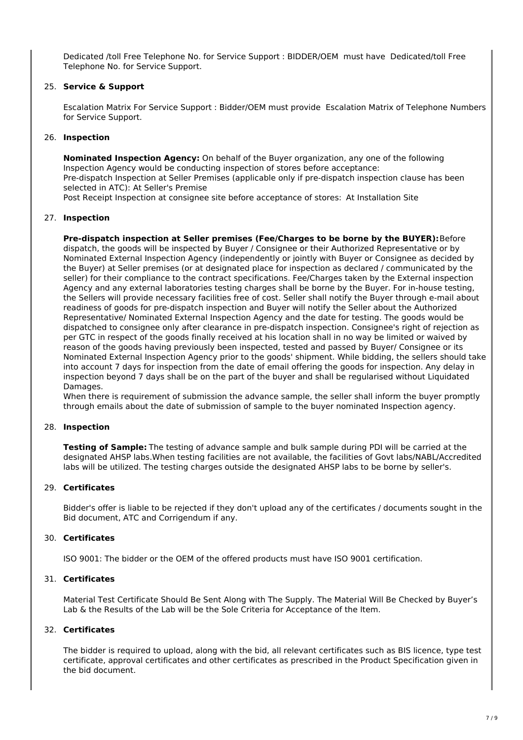Dedicated /toll Free Telephone No. for Service Support : BIDDER/OEM must have Dedicated/toll Free Telephone No. for Service Support.

25. **Service & Support**

Escalation Matrix For Service Support : Bidder/OEM must provide Escalation Matrix of Telephone Numbers for Service Support.

26. **Inspection**

**Nominated Inspection Agency:** On behalf of the Buyer organization, any one of the following Inspection Agency would be conducting inspection of stores before acceptance:
Pre-dispatch Inspection at Seller Premises (applicable only if pre-dispatch inspection clause has been selected in ATC): At Seller's Premise
Post Receipt Inspection at consignee site before acceptance of stores: At Installation Site

27. **Inspection**

**Pre-dispatch inspection at Seller premises (Fee/Charges to be borne by the BUYER):** Before dispatch, the goods will be inspected by Buyer / Consignee or their Authorized Representative or by Nominated External Inspection Agency (independently or jointly with Buyer or Consignee as decided by the Buyer) at Seller premises (or at designated place for inspection as declared / communicated by the seller) for their compliance to the contract specifications. Fee/Charges taken by the External inspection Agency and any external laboratories testing charges shall be borne by the Buyer. For in-house testing, the Sellers will provide necessary facilities free of cost. Seller shall notify the Buyer through e-mail about readiness of goods for pre-dispatch inspection and Buyer will notify the Seller about the Authorized Representative/ Nominated External Inspection Agency and the date for testing. The goods would be dispatched to consignee only after clearance in pre-dispatch inspection. Consignee's right of rejection as per GTC in respect of the goods finally received at his location shall in no way be limited or waived by reason of the goods having previously been inspected, tested and passed by Buyer/ Consignee or its Nominated External Inspection Agency prior to the goods' shipment. While bidding, the sellers should take into account 7 days for inspection from the date of email offering the goods for inspection. Any delay in inspection beyond 7 days shall be on the part of the buyer and shall be regularised without Liquidated Damages.
When there is requirement of submission the advance sample, the seller shall inform the buyer promptly through emails about the date of submission of sample to the buyer nominated Inspection agency.

28. **Inspection**

**Testing of Sample:** The testing of advance sample and bulk sample during PDI will be carried at the designated AHSP labs.When testing facilities are not available, the facilities of Govt labs/NABL/Accredited labs will be utilized. The testing charges outside the designated AHSP labs to be borne by seller's.

29. **Certificates**

Bidder's offer is liable to be rejected if they don't upload any of the certificates / documents sought in the Bid document, ATC and Corrigendum if any.

30. **Certificates**

ISO 9001: The bidder or the OEM of the offered products must have ISO 9001 certification.

31. **Certificates**

Material Test Certificate Should Be Sent Along with The Supply. The Material Will Be Checked by Buyer's Lab & the Results of the Lab will be the Sole Criteria for Acceptance of the Item.

32. **Certificates**

The bidder is required to upload, along with the bid, all relevant certificates such as BIS licence, type test certificate, approval certificates and other certificates as prescribed in the Product Specification given in the bid document.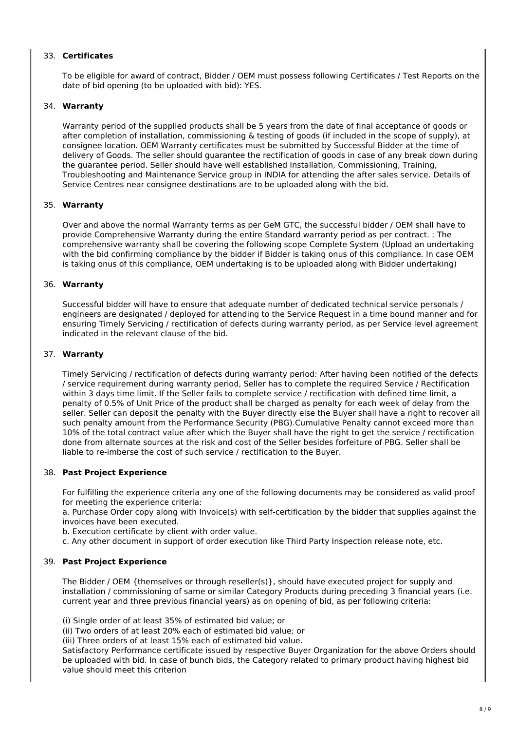33. **Certificates**

To be eligible for award of contract, Bidder / OEM must possess following Certificates / Test Reports on the date of bid opening (to be uploaded with bid): YES.

34. **Warranty**

Warranty period of the supplied products shall be 5 years from the date of final acceptance of goods or after completion of installation, commissioning & testing of goods (if included in the scope of supply), at consignee location. OEM Warranty certificates must be submitted by Successful Bidder at the time of delivery of Goods. The seller should guarantee the rectification of goods in case of any break down during the guarantee period. Seller should have well established Installation, Commissioning, Training, Troubleshooting and Maintenance Service group in INDIA for attending the after sales service. Details of Service Centres near consignee destinations are to be uploaded along with the bid.

35. **Warranty**

Over and above the normal Warranty terms as per GeM GTC, the successful bidder / OEM shall have to provide Comprehensive Warranty during the entire Standard warranty period as per contract. : The comprehensive warranty shall be covering the following scope Complete System (Upload an undertaking with the bid confirming compliance by the bidder if Bidder is taking onus of this compliance. In case OEM is taking onus of this compliance, OEM undertaking is to be uploaded along with Bidder undertaking)

36. **Warranty**

Successful bidder will have to ensure that adequate number of dedicated technical service personals / engineers are designated / deployed for attending to the Service Request in a time bound manner and for ensuring Timely Servicing / rectification of defects during warranty period, as per Service level agreement indicated in the relevant clause of the bid.

37. **Warranty**

Timely Servicing / rectification of defects during warranty period: After having been notified of the defects / service requirement during warranty period, Seller has to complete the required Service / Rectification within 3 days time limit. If the Seller fails to complete service / rectification with defined time limit, a penalty of 0.5% of Unit Price of the product shall be charged as penalty for each week of delay from the seller. Seller can deposit the penalty with the Buyer directly else the Buyer shall have a right to recover all such penalty amount from the Performance Security (PBG).Cumulative Penalty cannot exceed more than 10% of the total contract value after which the Buyer shall have the right to get the service / rectification done from alternate sources at the risk and cost of the Seller besides forfeiture of PBG. Seller shall be liable to re-imberse the cost of such service / rectification to the Buyer.

38. **Past Project Experience**

For fulfilling the experience criteria any one of the following documents may be considered as valid proof for meeting the experience criteria:
a. Purchase Order copy along with Invoice(s) with self-certification by the bidder that supplies against the invoices have been executed.
b. Execution certificate by client with order value.
c. Any other document in support of order execution like Third Party Inspection release note, etc.

39. **Past Project Experience**

The Bidder / OEM {themselves or through reseller(s)}, should have executed project for supply and installation / commissioning of same or similar Category Products during preceding 3 financial years (i.e. current year and three previous financial years) as on opening of bid, as per following criteria:

(i) Single order of at least 35% of estimated bid value; or
(ii) Two orders of at least 20% each of estimated bid value; or
(iii) Three orders of at least 15% each of estimated bid value.
Satisfactory Performance certificate issued by respective Buyer Organization for the above Orders should be uploaded with bid. In case of bunch bids, the Category related to primary product having highest bid value should meet this criterion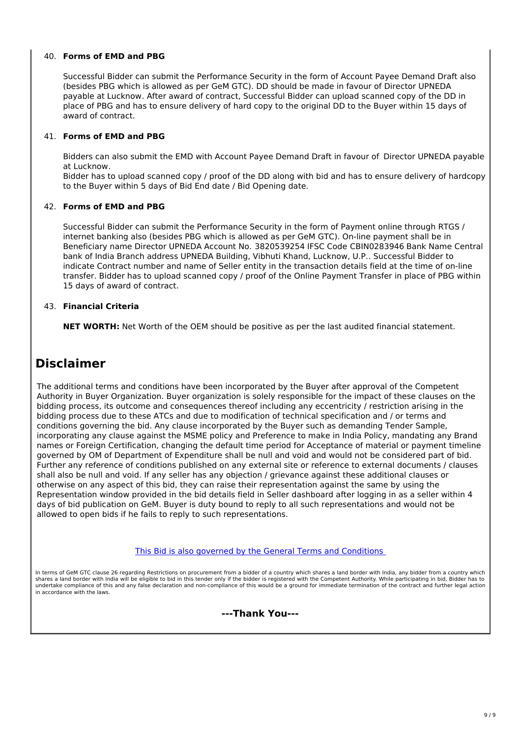40. **Forms of EMD and PBG**

    Successful Bidder can submit the Performance Security in the form of Account Payee Demand Draft also (besides PBG which is allowed as per GeM GTC). DD should be made in favour of Director UPNEDA payable at Lucknow. After award of contract, Successful Bidder can upload scanned copy of the DD in place of PBG and has to ensure delivery of hard copy to the original DD to the Buyer within 15 days of award of contract.

41. **Forms of EMD and PBG**

    Bidders can also submit the EMD with Account Payee Demand Draft in favour of Director UPNEDA payable at Lucknow.
    Bidder has to upload scanned copy / proof of the DD along with bid and has to ensure delivery of hardcopy to the Buyer within 5 days of Bid End date / Bid Opening date.

42. **Forms of EMD and PBG**

    Successful Bidder can submit the Performance Security in the form of Payment online through RTGS / internet banking also (besides PBG which is allowed as per GeM GTC). On-line payment shall be in Beneficiary name Director UPNEDA Account No. 3820539254 IFSC Code CBIN0283946 Bank Name Central bank of India Branch address UPNEDA Building, Vibhuti Khand, Lucknow, U.P.. Successful Bidder to indicate Contract number and name of Seller entity in the transaction details field at the time of on-line transfer. Bidder has to upload scanned copy / proof of the Online Payment Transfer in place of PBG within 15 days of award of contract.

43. **Financial Criteria**

    **NET WORTH:** Net Worth of the OEM should be positive as per the last audited financial statement.

# Disclaimer

The additional terms and conditions have been incorporated by the Buyer after approval of the Competent Authority in Buyer Organization. Buyer organization is solely responsible for the impact of these clauses on the bidding process, its outcome and consequences thereof including any eccentricity / restriction arising in the bidding process due to these ATCs and due to modification of technical specification and / or terms and conditions governing the bid. Any clause incorporated by the Buyer such as demanding Tender Sample, incorporating any clause against the MSME policy and Preference to make in India Policy, mandating any Brand names or Foreign Certification, changing the default time period for Acceptance of material or payment timeline governed by OM of Department of Expenditure shall be null and void and would not be considered part of bid. Further any reference of conditions published on any external site or reference to external documents / clauses shall also be null and void. If any seller has any objection / grievance against these additional clauses or otherwise on any aspect of this bid, they can raise their representation against the same by using the Representation window provided in the bid details field in Seller dashboard after logging in as a seller within 4 days of bid publication on GeM. Buyer is duty bound to reply to all such representations and would not be allowed to open bids if he fails to reply to such representations.

This Bid is also governed by the General Terms and Conditions

In terms of GeM GTC clause 26 regarding Restrictions on procurement from a bidder of a country which shares a land border with India, any bidder from a country which shares a land border with India will be eligible to bid in this tender only if the bidder is registered with the Competent Authority. While participating in bid, Bidder has to undertake compliance of this and any false declaration and non-compliance of this would be a ground for immediate termination of the contract and further legal action in accordance with the laws.

**---Thank You---**